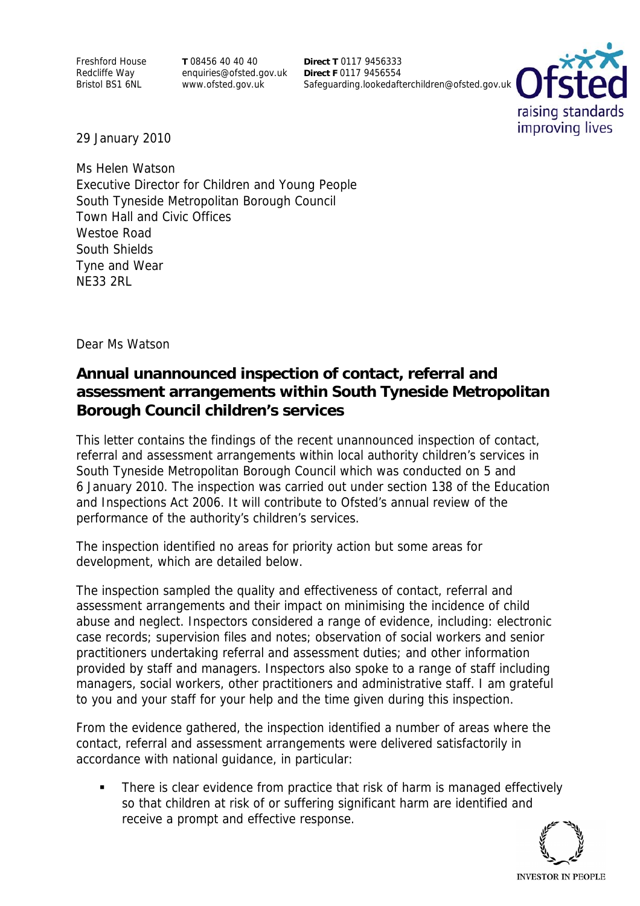Freshford House
Redcliffe Way
Bristol BS1 6NL

**T** 08456 40 40 40
enquiries@ofsted.gov.uk
www.ofsted.gov.uk

**Direct T** 0117 9456333
**Direct F** 0117 9456554
Safeguarding.lookedafterchildren@ofsted.gov.uk

29 January 2010

Ms Helen Watson
Executive Director for Children and Young People
South Tyneside Metropolitan Borough Council
Town Hall and Civic Offices
Westoe Road
South Shields
Tyne and Wear
NE33 2RL

Dear Ms Watson

## Annual unannounced inspection of contact, referral and assessment arrangements within South Tyneside Metropolitan Borough Council children's services

This letter contains the findings of the recent unannounced inspection of contact, referral and assessment arrangements within local authority children's services in South Tyneside Metropolitan Borough Council which was conducted on 5 and 6 January 2010. The inspection was carried out under section 138 of the Education and Inspections Act 2006. It will contribute to Ofsted's annual review of the performance of the authority's children's services.

The inspection identified no areas for priority action but some areas for development, which are detailed below.

The inspection sampled the quality and effectiveness of contact, referral and assessment arrangements and their impact on minimising the incidence of child abuse and neglect. Inspectors considered a range of evidence, including: electronic case records; supervision files and notes; observation of social workers and senior practitioners undertaking referral and assessment duties; and other information provided by staff and managers. Inspectors also spoke to a range of staff including managers, social workers, other practitioners and administrative staff. I am grateful to you and your staff for your help and the time given during this inspection.

From the evidence gathered, the inspection identified a number of areas where the contact, referral and assessment arrangements were delivered satisfactorily in accordance with national guidance, in particular:

- There is clear evidence from practice that risk of harm is managed effectively so that children at risk of or suffering significant harm are identified and receive a prompt and effective response.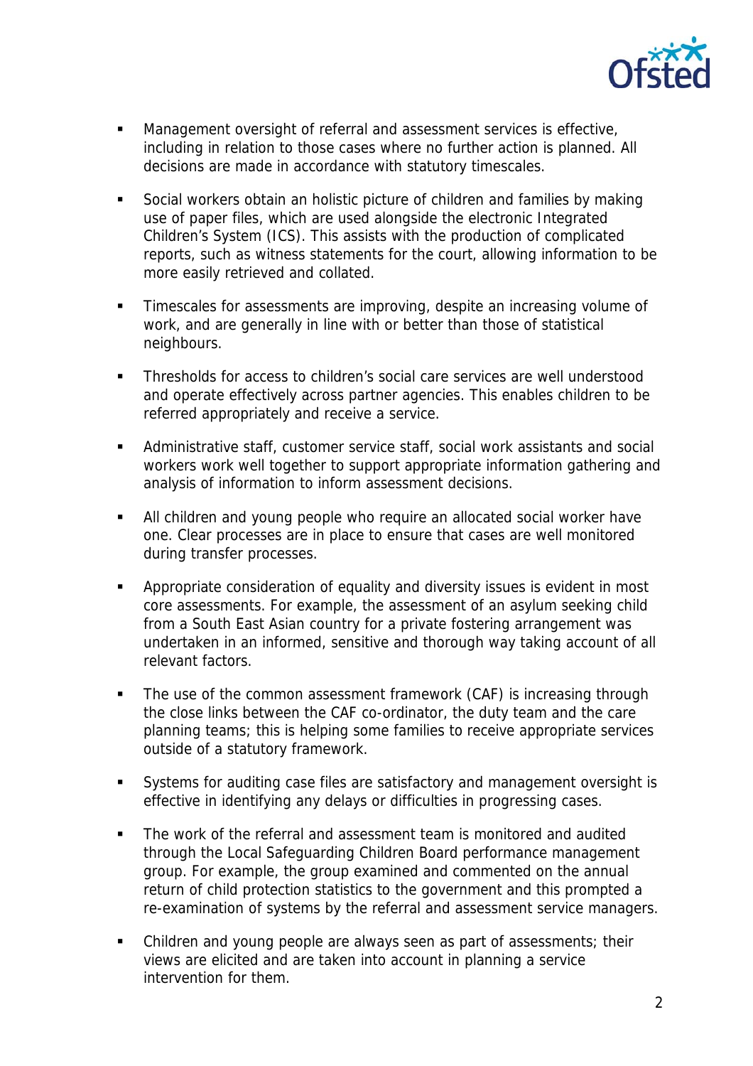- Management oversight of referral and assessment services is effective, including in relation to those cases where no further action is planned. All decisions are made in accordance with statutory timescales.

- Social workers obtain an holistic picture of children and families by making use of paper files, which are used alongside the electronic Integrated Children's System (ICS). This assists with the production of complicated reports, such as witness statements for the court, allowing information to be more easily retrieved and collated.

- Timescales for assessments are improving, despite an increasing volume of work, and are generally in line with or better than those of statistical neighbours.

- Thresholds for access to children's social care services are well understood and operate effectively across partner agencies. This enables children to be referred appropriately and receive a service.

- Administrative staff, customer service staff, social work assistants and social workers work well together to support appropriate information gathering and analysis of information to inform assessment decisions.

- All children and young people who require an allocated social worker have one. Clear processes are in place to ensure that cases are well monitored during transfer processes.

- Appropriate consideration of equality and diversity issues is evident in most core assessments. For example, the assessment of an asylum seeking child from a South East Asian country for a private fostering arrangement was undertaken in an informed, sensitive and thorough way taking account of all relevant factors.

- The use of the common assessment framework (CAF) is increasing through the close links between the CAF co-ordinator, the duty team and the care planning teams; this is helping some families to receive appropriate services outside of a statutory framework.

- Systems for auditing case files are satisfactory and management oversight is effective in identifying any delays or difficulties in progressing cases.

- The work of the referral and assessment team is monitored and audited through the Local Safeguarding Children Board performance management group. For example, the group examined and commented on the annual return of child protection statistics to the government and this prompted a re-examination of systems by the referral and assessment service managers.

- Children and young people are always seen as part of assessments; their views are elicited and are taken into account in planning a service intervention for them.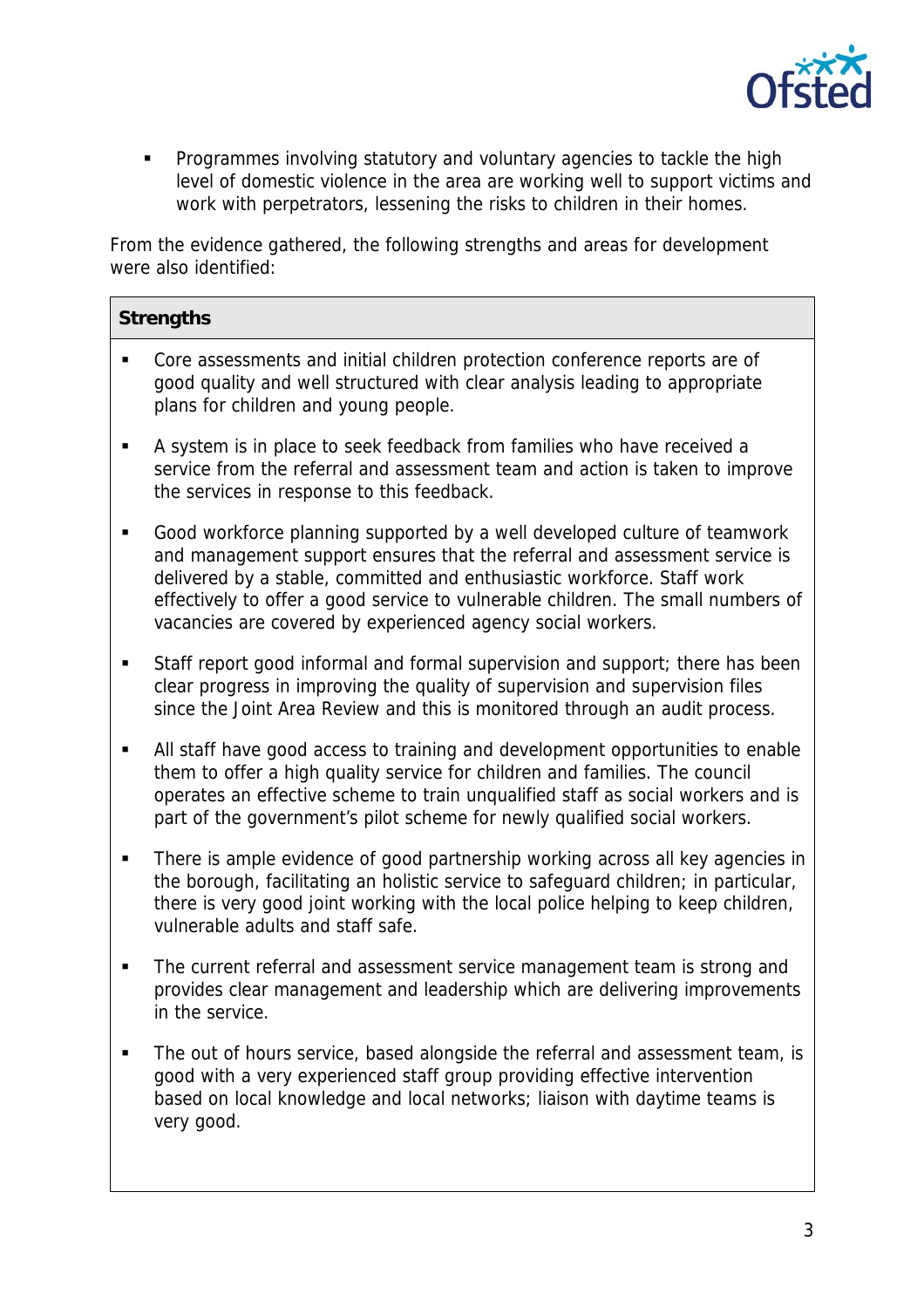- Programmes involving statutory and voluntary agencies to tackle the high level of domestic violence in the area are working well to support victims and work with perpetrators, lessening the risks to children in their homes.

From the evidence gathered, the following strengths and areas for development were also identified:

**Strengths**

- Core assessments and initial children protection conference reports are of good quality and well structured with clear analysis leading to appropriate plans for children and young people.
- A system is in place to seek feedback from families who have received a service from the referral and assessment team and action is taken to improve the services in response to this feedback.
- Good workforce planning supported by a well developed culture of teamwork and management support ensures that the referral and assessment service is delivered by a stable, committed and enthusiastic workforce. Staff work effectively to offer a good service to vulnerable children. The small numbers of vacancies are covered by experienced agency social workers.
- Staff report good informal and formal supervision and support; there has been clear progress in improving the quality of supervision and supervision files since the Joint Area Review and this is monitored through an audit process.
- All staff have good access to training and development opportunities to enable them to offer a high quality service for children and families. The council operates an effective scheme to train unqualified staff as social workers and is part of the government's pilot scheme for newly qualified social workers.
- There is ample evidence of good partnership working across all key agencies in the borough, facilitating an holistic service to safeguard children; in particular, there is very good joint working with the local police helping to keep children, vulnerable adults and staff safe.
- The current referral and assessment service management team is strong and provides clear management and leadership which are delivering improvements in the service.
- The out of hours service, based alongside the referral and assessment team, is good with a very experienced staff group providing effective intervention based on local knowledge and local networks; liaison with daytime teams is very good.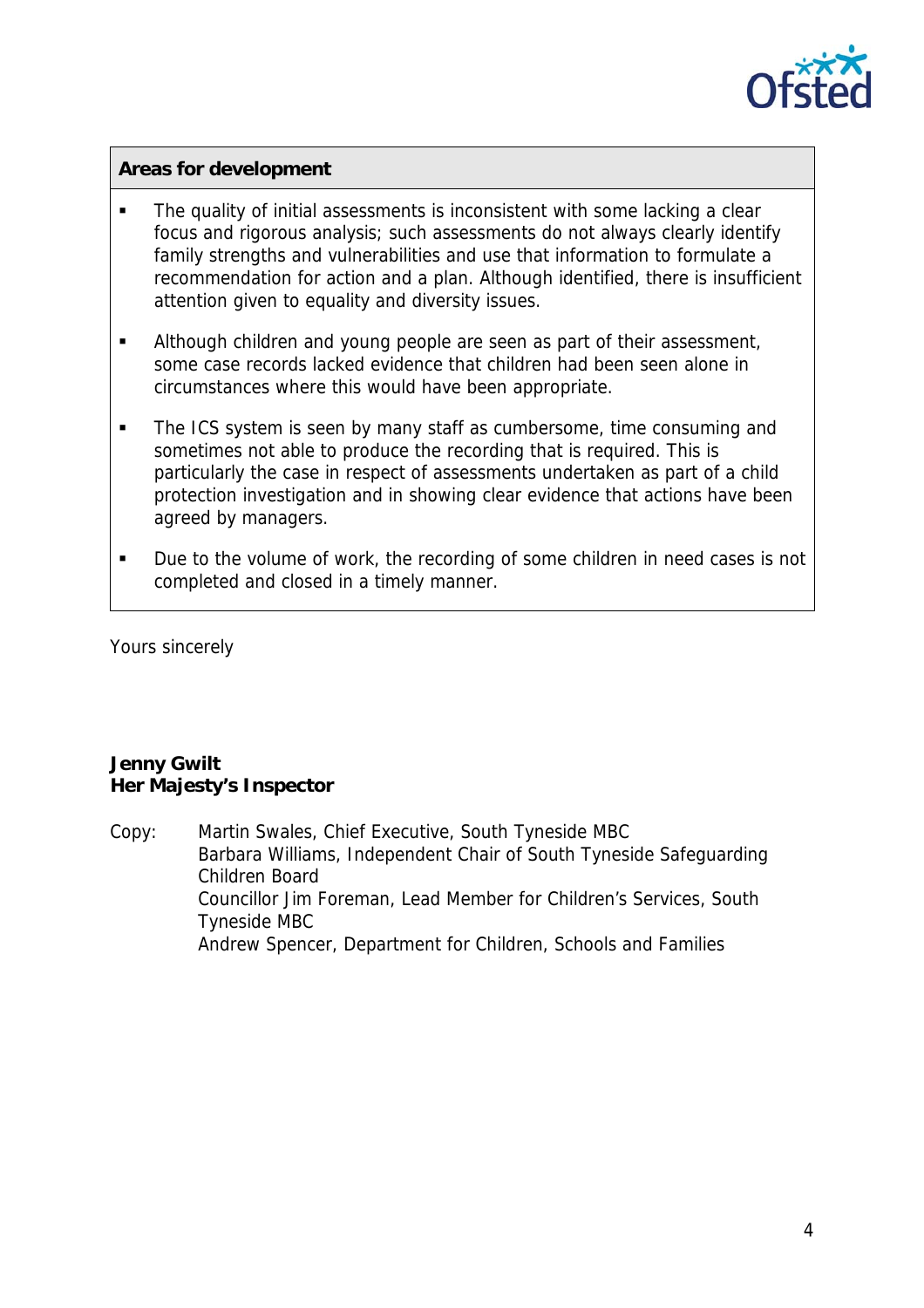## Areas for development

- The quality of initial assessments is inconsistent with some lacking a clear focus and rigorous analysis; such assessments do not always clearly identify family strengths and vulnerabilities and use that information to formulate a recommendation for action and a plan. Although identified, there is insufficient attention given to equality and diversity issues.
- Although children and young people are seen as part of their assessment, some case records lacked evidence that children had been seen alone in circumstances where this would have been appropriate.
- The ICS system is seen by many staff as cumbersome, time consuming and sometimes not able to produce the recording that is required. This is particularly the case in respect of assessments undertaken as part of a child protection investigation and in showing clear evidence that actions have been agreed by managers.
- Due to the volume of work, the recording of some children in need cases is not completed and closed in a timely manner.

Yours sincerely

**Jenny Gwilt**
**Her Majesty's Inspector**

Copy: Martin Swales, Chief Executive, South Tyneside MBC
Barbara Williams, Independent Chair of South Tyneside Safeguarding Children Board
Councillor Jim Foreman, Lead Member for Children's Services, South Tyneside MBC
Andrew Spencer, Department for Children, Schools and Families